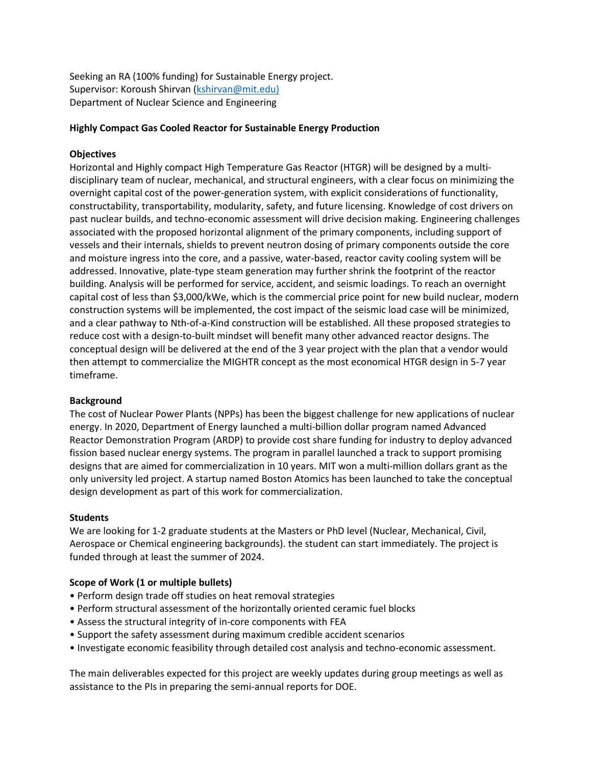Seeking an RA (100% funding) for Sustainable Energy project.
Supervisor: Koroush Shirvan (kshirvan@mit.edu)
Department of Nuclear Science and Engineering

**Highly Compact Gas Cooled Reactor for Sustainable Energy Production**

**Objectives**

Horizontal and Highly compact High Temperature Gas Reactor (HTGR) will be designed by a multi-disciplinary team of nuclear, mechanical, and structural engineers, with a clear focus on minimizing the overnight capital cost of the power-generation system, with explicit considerations of functionality, constructability, transportability, modularity, safety, and future licensing. Knowledge of cost drivers on past nuclear builds, and techno-economic assessment will drive decision making. Engineering challenges associated with the proposed horizontal alignment of the primary components, including support of vessels and their internals, shields to prevent neutron dosing of primary components outside the core and moisture ingress into the core, and a passive, water-based, reactor cavity cooling system will be addressed. Innovative, plate-type steam generation may further shrink the footprint of the reactor building. Analysis will be performed for service, accident, and seismic loadings. To reach an overnight capital cost of less than $3,000/kWe, which is the commercial price point for new build nuclear, modern construction systems will be implemented, the cost impact of the seismic load case will be minimized, and a clear pathway to Nth-of-a-Kind construction will be established. All these proposed strategies to reduce cost with a design-to-built mindset will benefit many other advanced reactor designs. The conceptual design will be delivered at the end of the 3 year project with the plan that a vendor would then attempt to commercialize the MIGHTR concept as the most economical HTGR design in 5-7 year timeframe.

**Background**

The cost of Nuclear Power Plants (NPPs) has been the biggest challenge for new applications of nuclear energy. In 2020, Department of Energy launched a multi-billion dollar program named Advanced Reactor Demonstration Program (ARDP) to provide cost share funding for industry to deploy advanced fission based nuclear energy systems. The program in parallel launched a track to support promising designs that are aimed for commercialization in 10 years. MIT won a multi-million dollars grant as the only university led project. A startup named Boston Atomics has been launched to take the conceptual design development as part of this work for commercialization.

**Students**

We are looking for 1-2 graduate students at the Masters or PhD level (Nuclear, Mechanical, Civil, Aerospace or Chemical engineering backgrounds). the student can start immediately. The project is funded through at least the summer of 2024.

**Scope of Work (1 or multiple bullets)**

- Perform design trade off studies on heat removal strategies
- Perform structural assessment of the horizontally oriented ceramic fuel blocks
- Assess the structural integrity of in-core components with FEA
- Support the safety assessment during maximum credible accident scenarios
- Investigate economic feasibility through detailed cost analysis and techno-economic assessment.

The main deliverables expected for this project are weekly updates during group meetings as well as assistance to the PIs in preparing the semi-annual reports for DOE.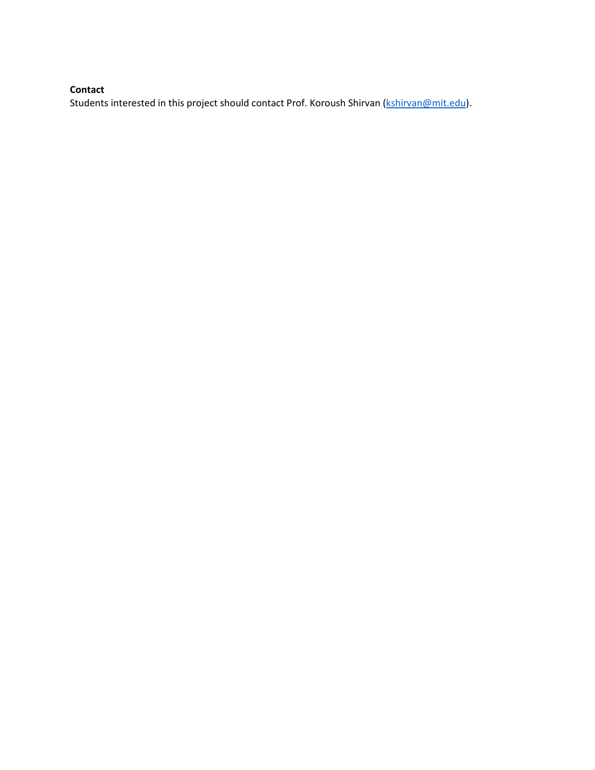**Contact**

Students interested in this project should contact Prof. Koroush Shirvan ([kshirvan@mit.edu](mailto:kshirvan@mit.edu)).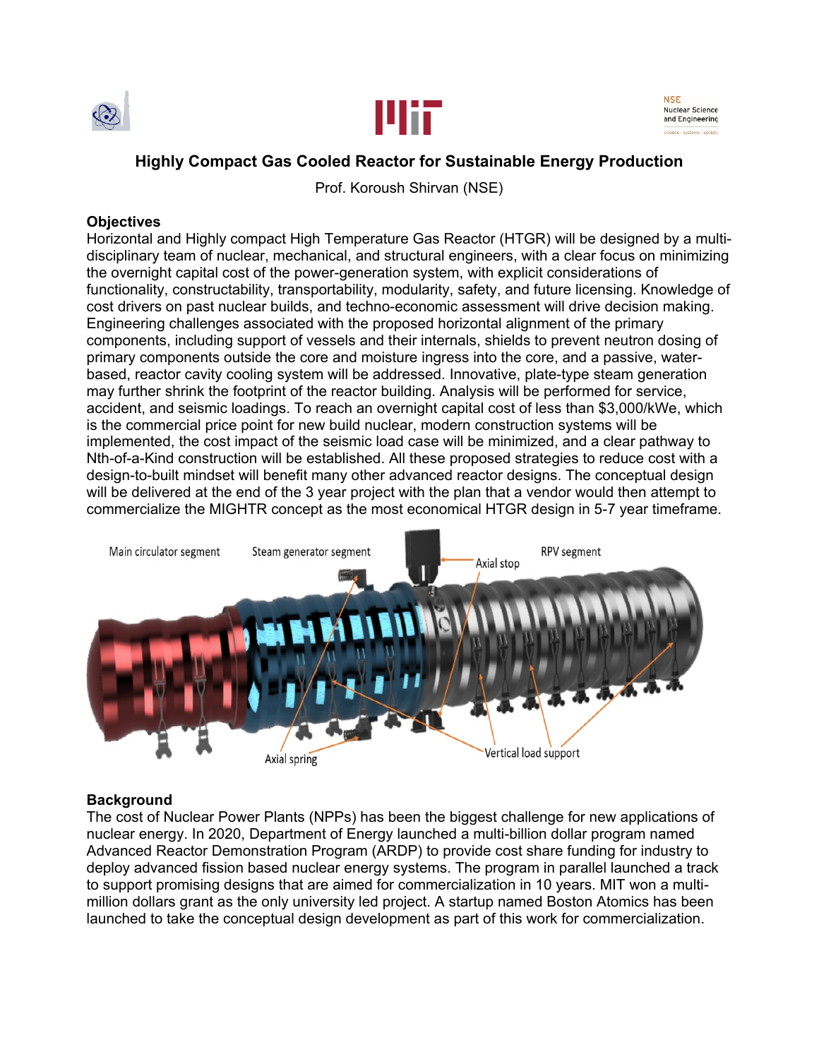# Highly Compact Gas Cooled Reactor for Sustainable Energy Production

Prof. Koroush Shirvan (NSE)

## Objectives

Horizontal and Highly compact High Temperature Gas Reactor (HTGR) will be designed by a multi-disciplinary team of nuclear, mechanical, and structural engineers, with a clear focus on minimizing the overnight capital cost of the power-generation system, with explicit considerations of functionality, constructability, transportability, modularity, safety, and future licensing. Knowledge of cost drivers on past nuclear builds, and techno-economic assessment will drive decision making. Engineering challenges associated with the proposed horizontal alignment of the primary components, including support of vessels and their internals, shields to prevent neutron dosing of primary components outside the core and moisture ingress into the core, and a passive, water-based, reactor cavity cooling system will be addressed. Innovative, plate-type steam generation may further shrink the footprint of the reactor building. Analysis will be performed for service, accident, and seismic loadings. To reach an overnight capital cost of less than $3,000/kWe, which is the commercial price point for new build nuclear, modern construction systems will be implemented, the cost impact of the seismic load case will be minimized, and a clear pathway to Nth-of-a-Kind construction will be established. All these proposed strategies to reduce cost with a design-to-built mindset will benefit many other advanced reactor designs. The conceptual design will be delivered at the end of the 3 year project with the plan that a vendor would then attempt to commercialize the MIGHTR concept as the most economical HTGR design in 5-7 year timeframe.

Main circulator segment | Steam generator segment | Axial stop | RPV segment | Axial spring | Vertical load support

## Background

The cost of Nuclear Power Plants (NPPs) has been the biggest challenge for new applications of nuclear energy. In 2020, Department of Energy launched a multi-billion dollar program named Advanced Reactor Demonstration Program (ARDP) to provide cost share funding for industry to deploy advanced fission based nuclear energy systems. The program in parallel launched a track to support promising designs that are aimed for commercialization in 10 years. MIT won a multi-million dollars grant as the only university led project. A startup named Boston Atomics has been launched to take the conceptual design development as part of this work for commercialization.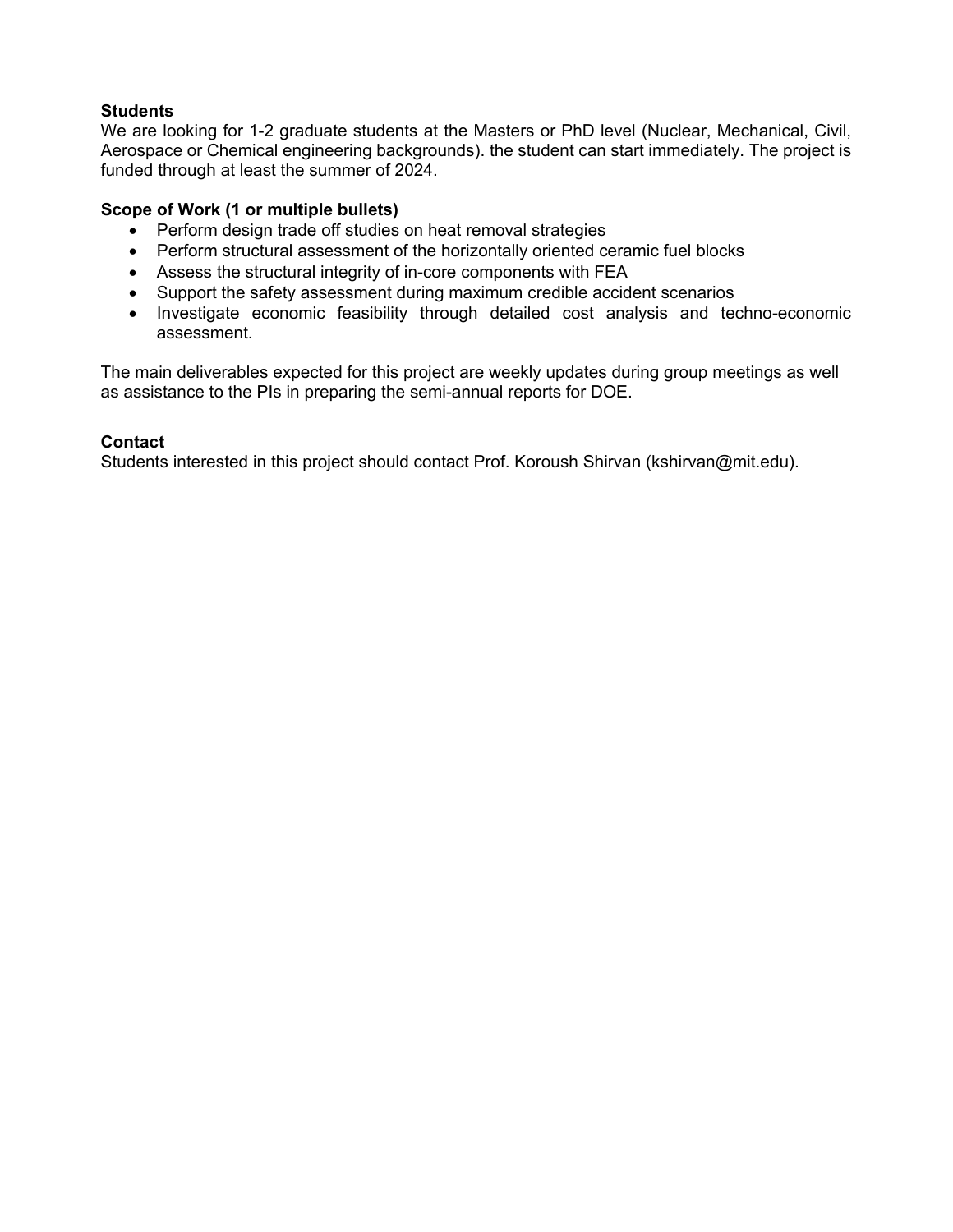**Students**
We are looking for 1-2 graduate students at the Masters or PhD level (Nuclear, Mechanical, Civil, Aerospace or Chemical engineering backgrounds). the student can start immediately. The project is funded through at least the summer of 2024.

**Scope of Work (1 or multiple bullets)**

- Perform design trade off studies on heat removal strategies
- Perform structural assessment of the horizontally oriented ceramic fuel blocks
- Assess the structural integrity of in-core components with FEA
- Support the safety assessment during maximum credible accident scenarios
- Investigate economic feasibility through detailed cost analysis and techno-economic assessment.

The main deliverables expected for this project are weekly updates during group meetings as well as assistance to the PIs in preparing the semi-annual reports for DOE.

**Contact**
Students interested in this project should contact Prof. Koroush Shirvan (kshirvan@mit.edu).